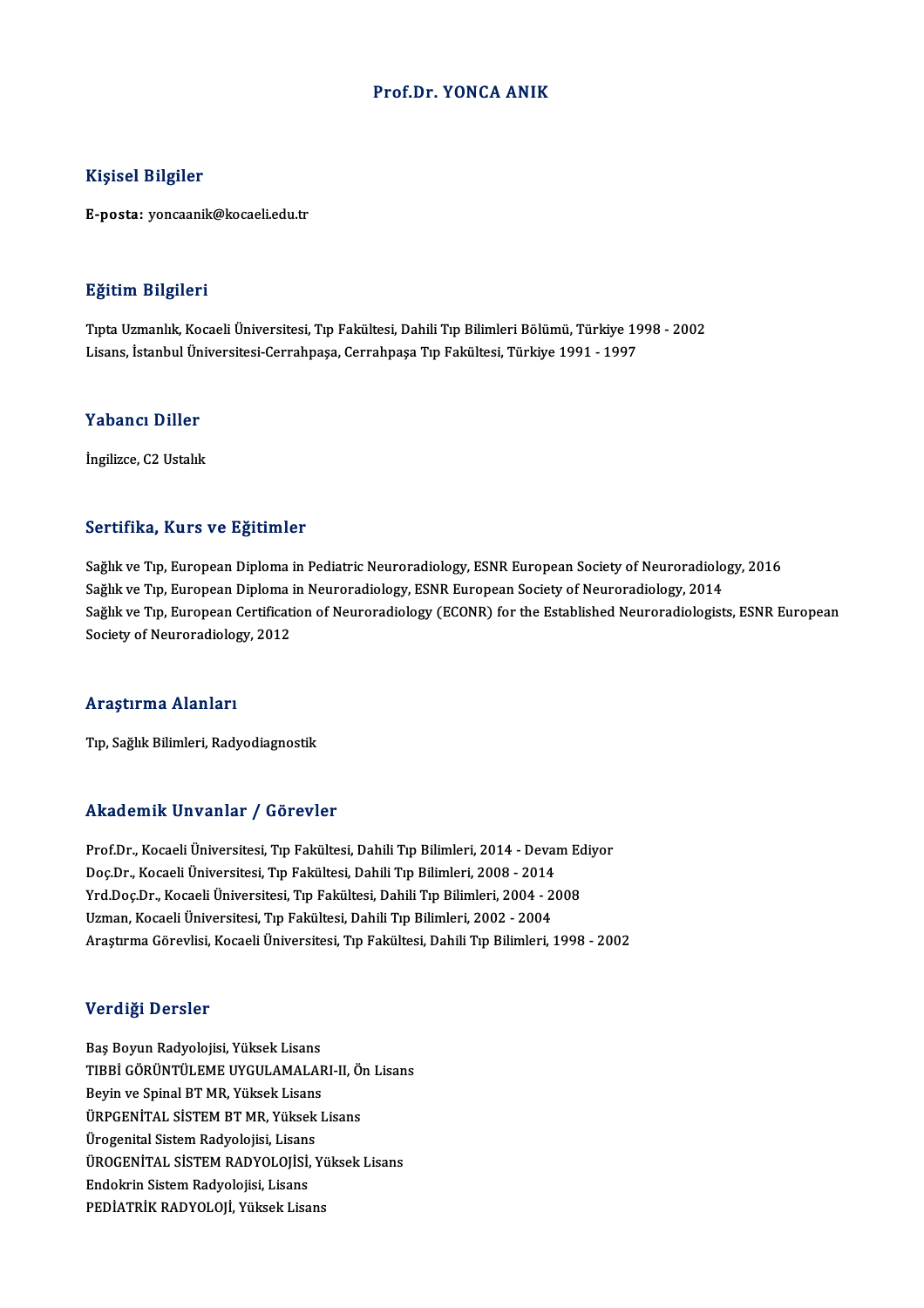# Prof.Dr. YONCA ANIK

## Kişisel Bilgiler

**E-posta:** yoncaanik@kocaeli.edu.tr

## Eğitim Bilgileri

Tıpta Uzmanlık, Kocaeli Üniversitesi, Tıp Fakültesi, Dahili Tıp Bilimleri Bölümü, Türkiye 1998 - 2002
Lisans, İstanbul Üniversitesi-Cerrahpaşa, Cerrahpaşa Tıp Fakültesi, Türkiye 1991 - 1997

## Yabancı Diller

İngilizce, C2 Ustalık

## Sertifika, Kurs ve Eğitimler

Sağlık ve Tıp, European Diploma in Pediatric Neuroradiology, ESNR European Society of Neuroradiology, 2016
Sağlık ve Tıp, European Diploma in Neuroradiology, ESNR European Society of Neuroradiology, 2014
Sağlık ve Tıp, European Certification of Neuroradiology (ECONR) for the Established Neuroradiologists, ESNR European Society of Neuroradiology, 2012

## Araştırma Alanları

Tıp, Sağlık Bilimleri, Radyodiagnostik

## Akademik Unvanlar / Görevler

Prof.Dr., Kocaeli Üniversitesi, Tıp Fakültesi, Dahili Tıp Bilimleri, 2014 - Devam Ediyor
Doç.Dr., Kocaeli Üniversitesi, Tıp Fakültesi, Dahili Tıp Bilimleri, 2008 - 2014
Yrd.Doç.Dr., Kocaeli Üniversitesi, Tıp Fakültesi, Dahili Tıp Bilimleri, 2004 - 2008
Uzman, Kocaeli Üniversitesi, Tıp Fakültesi, Dahili Tıp Bilimleri, 2002 - 2004
Araştırma Görevlisi, Kocaeli Üniversitesi, Tıp Fakültesi, Dahili Tıp Bilimleri, 1998 - 2002

## Verdiği Dersler

Baş Boyun Radyolojisi, Yüksek Lisans
TIBBİ GÖRÜNTÜLEME UYGULAMALARI-II, Ön Lisans
Beyin ve Spinal BT MR, Yüksek Lisans
ÜRPGENİTAL SİSTEM BT MR, Yüksek Lisans
Ürogenital Sistem Radyolojisi, Lisans
ÜROGENİTAL SİSTEM RADYOLOJİSİ, Yüksek Lisans
Endokrin Sistem Radyolojisi, Lisans
PEDİATRİK RADYOLOJİ, Yüksek Lisans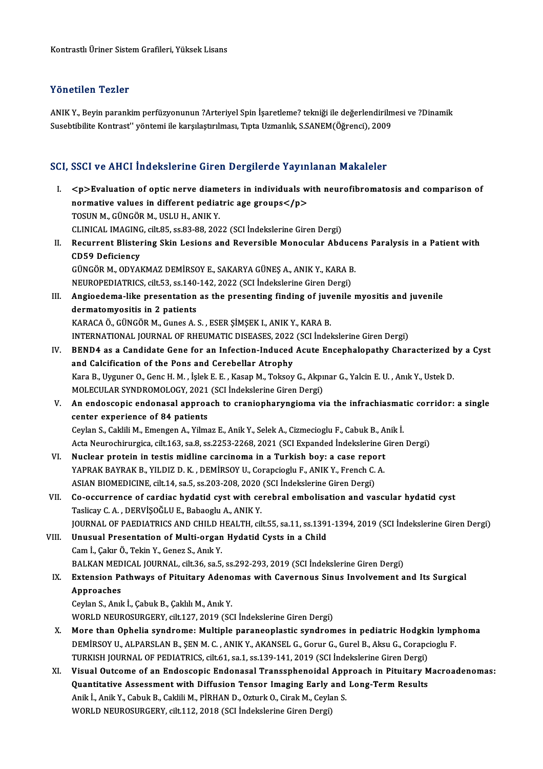Kontrastlı Üriner Sistem Grafileri, Yüksek Lisans

## Yönetilen Tezler

ANIK Y., Beyin parankim perfüzyonunun ?Arteriyel Spin İşaretleme? tekniği ile değerlendirilmesi ve ?Dinamik Susebtibilite Kontrast'' yöntemi ile karşılaştırılması, Tıpta Uzmanlık, S.SANEM(Öğrenci), 2009

## SCI, SSCI ve AHCI İndekslerine Giren Dergilerde Yayınlanan Makaleler

I. **<p>Evaluation of optic nerve diameters in individuals with neurofibromatosis and comparison of normative values in different pediatric age groups</p>**
TOSUN M., GÜNGÖR M., USLU H., ANIK Y.
CLINICAL IMAGING, cilt.85, ss.83-88, 2022 (SCI İndekslerine Giren Dergi)

II. **Recurrent Blistering Skin Lesions and Reversible Monocular Abducens Paralysis in a Patient with CD59 Deficiency**
GÜNGÖR M., ODYAKMAZ DEMİRSOY E., SAKARYA GÜNEŞ A., ANIK Y., KARA B.
NEUROPEDIATRICS, cilt.53, ss.140-142, 2022 (SCI İndekslerine Giren Dergi)

III. **Angioedema-like presentation as the presenting finding of juvenile myositis and juvenile dermatomyositis in 2 patients**
KARACA Ö., GÜNGÖR M., Gunes A. S. , ESER ŞİMŞEK I., ANIK Y., KARA B.
INTERNATIONAL JOURNAL OF RHEUMATIC DISEASES, 2022 (SCI İndekslerine Giren Dergi)

IV. **BEND4 as a Candidate Gene for an Infection-Induced Acute Encephalopathy Characterized by a Cyst and Calcification of the Pons and Cerebellar Atrophy**
Kara B., Uyguner O., Genc H. M. , İşlek E. E. , Kasap M., Toksoy G., Akpınar G., Yalcin E. U. , Anık Y., Ustek D.
MOLECULAR SYNDROMOLOGY, 2021 (SCI İndekslerine Giren Dergi)

V. **An endoscopic endonasal approach to craniopharyngioma via the infrachiasmatic corridor: a single center experience of 84 patients**
Ceylan S., Caklili M., Emengen A., Yilmaz E., Anik Y., Selek A., Cizmecioglu F., Cabuk B., Anik İ.
Acta Neurochirurgica, cilt.163, sa.8, ss.2253-2268, 2021 (SCI Expanded İndekslerine Giren Dergi)

VI. **Nuclear protein in testis midline carcinoma in a Turkish boy: a case report**
YAPRAK BAYRAK B., YILDIZ D. K. , DEMİRSOY U., Corapcioglu F., ANIK Y., French C. A.
ASIAN BIOMEDICINE, cilt.14, sa.5, ss.203-208, 2020 (SCI İndekslerine Giren Dergi)

VII. **Co-occurrence of cardiac hydatid cyst with cerebral embolisation and vascular hydatid cyst**
Taslicay C. A. , DERVİŞOĞLU E., Babaoglu A., ANIK Y.
JOURNAL OF PAEDIATRICS AND CHILD HEALTH, cilt.55, sa.11, ss.1391-1394, 2019 (SCI İndekslerine Giren Dergi)

VIII. **Unusual Presentation of Multi-organ Hydatid Cysts in a Child**
Cam İ., Çakır Ö., Tekin Y., Genez S., Anık Y.
BALKAN MEDICAL JOURNAL, cilt.36, sa.5, ss.292-293, 2019 (SCI İndekslerine Giren Dergi)

IX. **Extension Pathways of Pituitary Adenomas with Cavernous Sinus Involvement and Its Surgical Approaches**
Ceylan S., Anık İ., Çabuk B., Çaklılı M., Anık Y.
WORLD NEUROSURGERY, cilt.127, 2019 (SCI İndekslerine Giren Dergi)

X. **More than Ophelia syndrome: Multiple paraneoplastic syndromes in pediatric Hodgkin lymphoma**
DEMİRSOY U., ALPARSLAN B., ŞEN M. C. , ANIK Y., AKANSEL G., Gorur G., Gurel B., Aksu G., Corapcioglu F.
TURKISH JOURNAL OF PEDIATRICS, cilt.61, sa.1, ss.139-141, 2019 (SCI İndekslerine Giren Dergi)

XI. **Visual Outcome of an Endoscopic Endonasal Transsphenoidal Approach in Pituitary Macroadenomas: Quantitative Assessment with Diffusion Tensor Imaging Early and Long-Term Results**
Anik İ., Anik Y., Cabuk B., Caklili M., PİRHAN D., Ozturk O., Cirak M., Ceylan S.
WORLD NEUROSURGERY, cilt.112, 2018 (SCI İndekslerine Giren Dergi)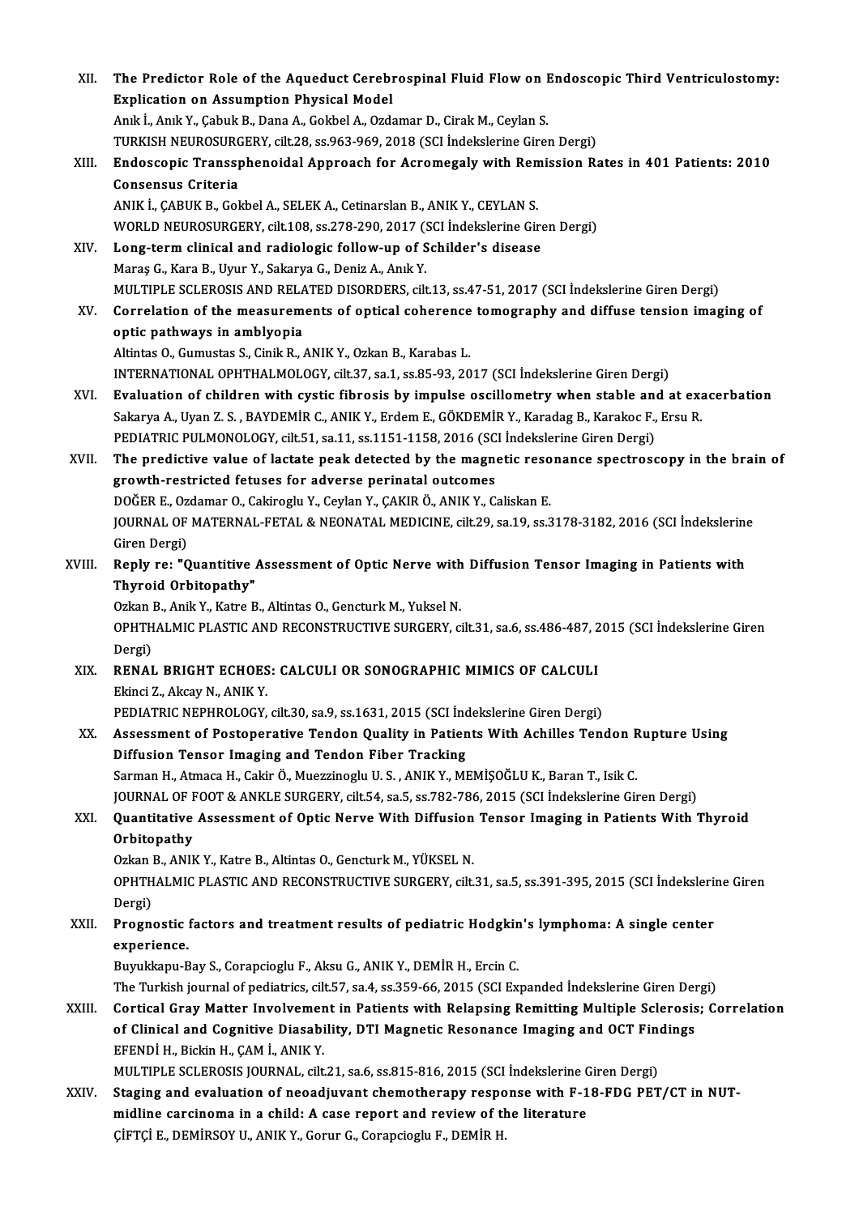XII. **The Predictor Role of the Aqueduct Cerebrospinal Fluid Flow on Endoscopic Third Ventriculostomy: Explication on Assumption Physical Model**
Anık İ., Anık Y., Çabuk B., Dana A., Gokbel A., Ozdamar D., Cirak M., Ceylan S.
TURKISH NEUROSURGERY, cilt.28, ss.963-969, 2018 (SCI İndekslerine Giren Dergi)

XIII. **Endoscopic Transsphenoidal Approach for Acromegaly with Remission Rates in 401 Patients: 2010 Consensus Criteria**
ANIK İ., ÇABUK B., Gokbel A., SELEK A., Cetinarslan B., ANIK Y., CEYLAN S.
WORLD NEUROSURGERY, cilt.108, ss.278-290, 2017 (SCI İndekslerine Giren Dergi)

XIV. **Long-term clinical and radiologic follow-up of Schilder's disease**
Maraş G., Kara B., Uyur Y., Sakarya G., Deniz A., Anık Y.
MULTIPLE SCLEROSIS AND RELATED DISORDERS, cilt.13, ss.47-51, 2017 (SCI İndekslerine Giren Dergi)

XV. **Correlation of the measurements of optical coherence tomography and diffuse tension imaging of optic pathways in amblyopia**
Altintas O., Gumustas S., Cinik R., ANIK Y., Ozkan B., Karabas L.
INTERNATIONAL OPHTHALMOLOGY, cilt.37, sa.1, ss.85-93, 2017 (SCI İndekslerine Giren Dergi)

XVI. **Evaluation of children with cystic fibrosis by impulse oscillometry when stable and at exacerbation**
Sakarya A., Uyan Z. S. , BAYDEMİR C., ANIK Y., Erdem E., GÖKDEMİR Y., Karadag B., Karakoc F., Ersu R.
PEDIATRIC PULMONOLOGY, cilt.51, sa.11, ss.1151-1158, 2016 (SCI İndekslerine Giren Dergi)

XVII. **The predictive value of lactate peak detected by the magnetic resonance spectroscopy in the brain of growth-restricted fetuses for adverse perinatal outcomes**
DOĞER E., Ozdamar O., Cakiroglu Y., Ceylan Y., ÇAKIR Ö., ANIK Y., Caliskan E.
JOURNAL OF MATERNAL-FETAL & NEONATAL MEDICINE, cilt.29, sa.19, ss.3178-3182, 2016 (SCI İndekslerine Giren Dergi)

XVIII. **Reply re: "Quantitive Assessment of Optic Nerve with Diffusion Tensor Imaging in Patients with Thyroid Orbitopathy"**
Ozkan B., Anik Y., Katre B., Altintas O., Gencturk M., Yuksel N.
OPHTHALMIC PLASTIC AND RECONSTRUCTIVE SURGERY, cilt.31, sa.6, ss.486-487, 2015 (SCI İndekslerine Giren Dergi)

XIX. **RENAL BRIGHT ECHOES: CALCULI OR SONOGRAPHIC MIMICS OF CALCULI**
Ekinci Z., Akcay N., ANIK Y.
PEDIATRIC NEPHROLOGY, cilt.30, sa.9, ss.1631, 2015 (SCI İndekslerine Giren Dergi)

XX. **Assessment of Postoperative Tendon Quality in Patients With Achilles Tendon Rupture Using Diffusion Tensor Imaging and Tendon Fiber Tracking**
Sarman H., Atmaca H., Cakir Ö., Muezzinoglu U. S. , ANIK Y., MEMİŞOĞLU K., Baran T., Isik C.
JOURNAL OF FOOT & ANKLE SURGERY, cilt.54, sa.5, ss.782-786, 2015 (SCI İndekslerine Giren Dergi)

XXI. **Quantitative Assessment of Optic Nerve With Diffusion Tensor Imaging in Patients With Thyroid Orbitopathy**
Ozkan B., ANIK Y., Katre B., Altintas O., Gencturk M., YÜKSEL N.
OPHTHALMIC PLASTIC AND RECONSTRUCTIVE SURGERY, cilt.31, sa.5, ss.391-395, 2015 (SCI İndekslerine Giren Dergi)

XXII. **Prognostic factors and treatment results of pediatric Hodgkin's lymphoma: A single center experience.**
Buyukkapu-Bay S., Corapcioglu F., Aksu G., ANIK Y., DEMİR H., Ercin C.
The Turkish journal of pediatrics, cilt.57, sa.4, ss.359-66, 2015 (SCI Expanded İndekslerine Giren Dergi)

XXIII. **Cortical Gray Matter Involvement in Patients with Relapsing Remitting Multiple Sclerosis; Correlation of Clinical and Cognitive Diasability, DTI Magnetic Resonance Imaging and OCT Findings**
EFENDİ H., Bickin H., ÇAM İ., ANIK Y.
MULTIPLE SCLEROSIS JOURNAL, cilt.21, sa.6, ss.815-816, 2015 (SCI İndekslerine Giren Dergi)

XXIV. **Staging and evaluation of neoadjuvant chemotherapy response with F-18-FDG PET/CT in NUT-midline carcinoma in a child: A case report and review of the literature**
ÇİFTÇİ E., DEMİRSOY U., ANIK Y., Gorur G., Corapcioglu F., DEMİR H.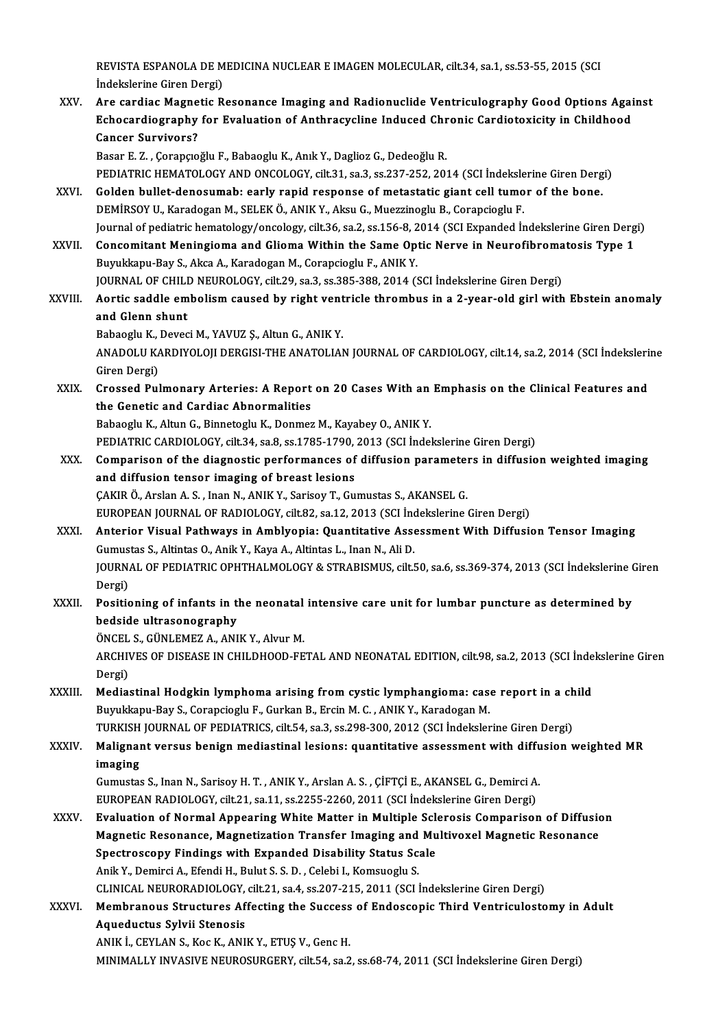REVISTA ESPANOLA DE MEDICINA NUCLEAR E IMAGEN MOLECULAR, cilt.34, sa.1, ss.53-55, 2015 (SCI İndekslerine Giren Dergi)

XXV. **Are cardiac Magnetic Resonance Imaging and Radionuclide Ventriculography Good Options Against Echocardiography for Evaluation of Anthracycline Induced Chronic Cardiotoxicity in Childhood Cancer Survivors?**
Basar E. Z. , Çorapçıoğlu F., Babaoglu K., Anık Y., Daglioz G., Dedeoğlu R.
PEDIATRIC HEMATOLOGY AND ONCOLOGY, cilt.31, sa.3, ss.237-252, 2014 (SCI İndekslerine Giren Dergi)

XXVI. **Golden bullet-denosumab: early rapid response of metastatic giant cell tumor of the bone.**
DEMİRSOY U., Karadogan M., SELEK Ö., ANIK Y., Aksu G., Muezzinoglu B., Corapcioglu F.
Journal of pediatric hematology/oncology, cilt.36, sa.2, ss.156-8, 2014 (SCI Expanded İndekslerine Giren Dergi)

XXVII. **Concomitant Meningioma and Glioma Within the Same Optic Nerve in Neurofibromatosis Type 1**
Buyukkapu-Bay S., Akca A., Karadogan M., Corapcioglu F., ANIK Y.
JOURNAL OF CHILD NEUROLOGY, cilt.29, sa.3, ss.385-388, 2014 (SCI İndekslerine Giren Dergi)

XXVIII. **Aortic saddle embolism caused by right ventricle thrombus in a 2-year-old girl with Ebstein anomaly and Glenn shunt**
Babaoglu K., Deveci M., YAVUZ Ş., Altun G., ANIK Y.
ANADOLU KARDIYOLOJI DERGISI-THE ANATOLIAN JOURNAL OF CARDIOLOGY, cilt.14, sa.2, 2014 (SCI İndekslerine Giren Dergi)

XXIX. **Crossed Pulmonary Arteries: A Report on 20 Cases With an Emphasis on the Clinical Features and the Genetic and Cardiac Abnormalities**
Babaoglu K., Altun G., Binnetoglu K., Donmez M., Kayabey O., ANIK Y.
PEDIATRIC CARDIOLOGY, cilt.34, sa.8, ss.1785-1790, 2013 (SCI İndekslerine Giren Dergi)

XXX. **Comparison of the diagnostic performances of diffusion parameters in diffusion weighted imaging and diffusion tensor imaging of breast lesions**
ÇAKIR Ö., Arslan A. S. , Inan N., ANIK Y., Sarisoy T., Gumustas S., AKANSEL G.
EUROPEAN JOURNAL OF RADIOLOGY, cilt.82, sa.12, 2013 (SCI İndekslerine Giren Dergi)

XXXI. **Anterior Visual Pathways in Amblyopia: Quantitative Assessment With Diffusion Tensor Imaging**
Gumustas S., Altintas O., Anik Y., Kaya A., Altintas L., Inan N., Ali D.
JOURNAL OF PEDIATRIC OPHTHALMOLOGY & STRABISMUS, cilt.50, sa.6, ss.369-374, 2013 (SCI İndekslerine Giren Dergi)

XXXII. **Positioning of infants in the neonatal intensive care unit for lumbar puncture as determined by bedside ultrasonography**
ÖNCEL S., GÜNLEMEZ A., ANIK Y., Alvur M.
ARCHIVES OF DISEASE IN CHILDHOOD-FETAL AND NEONATAL EDITION, cilt.98, sa.2, 2013 (SCI İndekslerine Giren Dergi)

XXXIII. **Mediastinal Hodgkin lymphoma arising from cystic lymphangioma: case report in a child**
Buyukkapu-Bay S., Corapcioglu F., Gurkan B., Ercin M. C. , ANIK Y., Karadogan M.
TURKISH JOURNAL OF PEDIATRICS, cilt.54, sa.3, ss.298-300, 2012 (SCI İndekslerine Giren Dergi)

XXXIV. **Malignant versus benign mediastinal lesions: quantitative assessment with diffusion weighted MR imaging**
Gumustas S., Inan N., Sarisoy H. T. , ANIK Y., Arslan A. S. , ÇİFTÇİ E., AKANSEL G., Demirci A.
EUROPEAN RADIOLOGY, cilt.21, sa.11, ss.2255-2260, 2011 (SCI İndekslerine Giren Dergi)

XXXV. **Evaluation of Normal Appearing White Matter in Multiple Sclerosis Comparison of Diffusion Magnetic Resonance, Magnetization Transfer Imaging and Multivoxel Magnetic Resonance Spectroscopy Findings with Expanded Disability Status Scale**
Anik Y., Demirci A., Efendi H., Bulut S. S. D. , Celebi I., Komsuoglu S.
CLINICAL NEURORADIOLOGY, cilt.21, sa.4, ss.207-215, 2011 (SCI İndekslerine Giren Dergi)

XXXVI. **Membranous Structures Affecting the Success of Endoscopic Third Ventriculostomy in Adult Aqueductus Sylvii Stenosis**
ANIK İ., CEYLAN S., Koc K., ANIK Y., ETUŞ V., Genc H.
MINIMALLY INVASIVE NEUROSURGERY, cilt.54, sa.2, ss.68-74, 2011 (SCI İndekslerine Giren Dergi)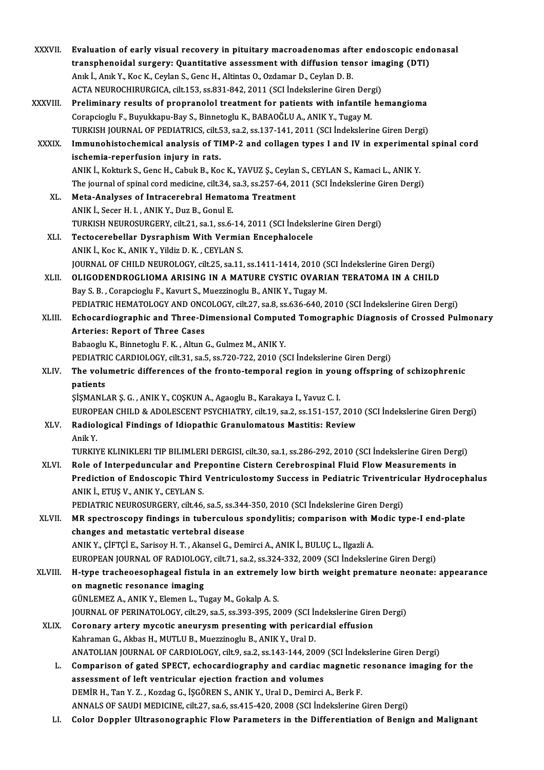XXXVII. **Evaluation of early visual recovery in pituitary macroadenomas after endoscopic endonasal transphenoidal surgery: Quantitative assessment with diffusion tensor imaging (DTI)**
Anık İ., Anık Y., Koc K., Ceylan S., Genc H., Altintas O., Ozdamar D., Ceylan D. B.
ACTA NEUROCHIRURGICA, cilt.153, ss.831-842, 2011 (SCI İndekslerine Giren Dergi)

XXXVIII. **Preliminary results of propranolol treatment for patients with infantile hemangioma**
Corapcioglu F., Buyukkapu-Bay S., Binnetoglu K., BABAOĞLU A., ANIK Y., Tugay M.
TURKISH JOURNAL OF PEDIATRICS, cilt.53, sa.2, ss.137-141, 2011 (SCI İndekslerine Giren Dergi)

XXXIX. **Immunohistochemical analysis of TIMP-2 and collagen types I and IV in experimental spinal cord ischemia-reperfusion injury in rats.**
ANIK İ., Kokturk S., Genc H., Cabuk B., Koc K., YAVUZ Ş., Ceylan S., CEYLAN S., Kamaci L., ANIK Y.
The journal of spinal cord medicine, cilt.34, sa.3, ss.257-64, 2011 (SCI İndekslerine Giren Dergi)

XL. **Meta-Analyses of Intracerebral Hematoma Treatment**
ANIK İ., Secer H. I. , ANIK Y., Duz B., Gonul E.
TURKISH NEUROSURGERY, cilt.21, sa.1, ss.6-14, 2011 (SCI İndekslerine Giren Dergi)

XLI. **Tectocerebellar Dysraphism With Vermian Encephalocele**
ANIK İ., Koc K., ANIK Y., Yildiz D. K. , CEYLAN S.
JOURNAL OF CHILD NEUROLOGY, cilt.25, sa.11, ss.1411-1414, 2010 (SCI İndekslerine Giren Dergi)

XLII. **OLIGODENDROGLIOMA ARISING IN A MATURE CYSTIC OVARIAN TERATOMA IN A CHILD**
Bay S. B. , Corapcioglu F., Kavurt S., Muezzinoglu B., ANIK Y., Tugay M.
PEDIATRIC HEMATOLOGY AND ONCOLOGY, cilt.27, sa.8, ss.636-640, 2010 (SCI İndekslerine Giren Dergi)

XLIII. **Echocardiographic and Three-Dimensional Computed Tomographic Diagnosis of Crossed Pulmonary Arteries: Report of Three Cases**
Babaoglu K., Binnetoglu F. K. , Altun G., Gulmez M., ANIK Y.
PEDIATRIC CARDIOLOGY, cilt.31, sa.5, ss.720-722, 2010 (SCI İndekslerine Giren Dergi)

XLIV. **The volumetric differences of the fronto-temporal region in young offspring of schizophrenic patients**
ŞİŞMANLAR Ş. G. , ANIK Y., COŞKUN A., Agaoglu B., Karakaya I., Yavuz C. I.
EUROPEAN CHILD & ADOLESCENT PSYCHIATRY, cilt.19, sa.2, ss.151-157, 2010 (SCI İndekslerine Giren Dergi)

XLV. **Radiological Findings of Idiopathic Granulomatous Mastitis: Review**
Anik Y.
TURKIYE KLINIKLERI TIP BILIMLERI DERGISI, cilt.30, sa.1, ss.286-292, 2010 (SCI İndekslerine Giren Dergi)

XLVI. **Role of Interpeduncular and Prepontine Cistern Cerebrospinal Fluid Flow Measurements in Prediction of Endoscopic Third Ventriculostomy Success in Pediatric Triventricular Hydrocephalus**
ANIK İ., ETUŞ V., ANIK Y., CEYLAN S.
PEDIATRIC NEUROSURGERY, cilt.46, sa.5, ss.344-350, 2010 (SCI İndekslerine Giren Dergi)

XLVII. **MR spectroscopy findings in tuberculous spondylitis; comparison with Modic type-I end-plate changes and metastatic vertebral disease**
ANIK Y., ÇİFTÇİ E., Sarisoy H. T. , Akansel G., Demirci A., ANIK İ., BULUÇ L., Ilgazli A.
EUROPEAN JOURNAL OF RADIOLOGY, cilt.71, sa.2, ss.324-332, 2009 (SCI İndekslerine Giren Dergi)

XLVIII. **H-type tracheoesophageal fistula in an extremely low birth weight premature neonate: appearance on magnetic resonance imaging**
GÜNLEMEZ A., ANIK Y., Elemen L., Tugay M., Gokalp A. S.
JOURNAL OF PERINATOLOGY, cilt.29, sa.5, ss.393-395, 2009 (SCI İndekslerine Giren Dergi)

XLIX. **Coronary artery mycotic aneurysm presenting with pericardial effusion**
Kahraman G., Akbas H., MUTLU B., Muezzinoglu B., ANIK Y., Ural D.
ANATOLIAN JOURNAL OF CARDIOLOGY, cilt.9, sa.2, ss.143-144, 2009 (SCI İndekslerine Giren Dergi)

L. **Comparison of gated SPECT, echocardiography and cardiac magnetic resonance imaging for the assessment of left ventricular ejection fraction and volumes**
DEMİR H., Tan Y. Z. , Kozdag G., İŞGÖREN S., ANIK Y., Ural D., Demirci A., Berk F.
ANNALS OF SAUDI MEDICINE, cilt.27, sa.6, ss.415-420, 2008 (SCI İndekslerine Giren Dergi)

LI. **Color Doppler Ultrasonographic Flow Parameters in the Differentiation of Benign and Malignant**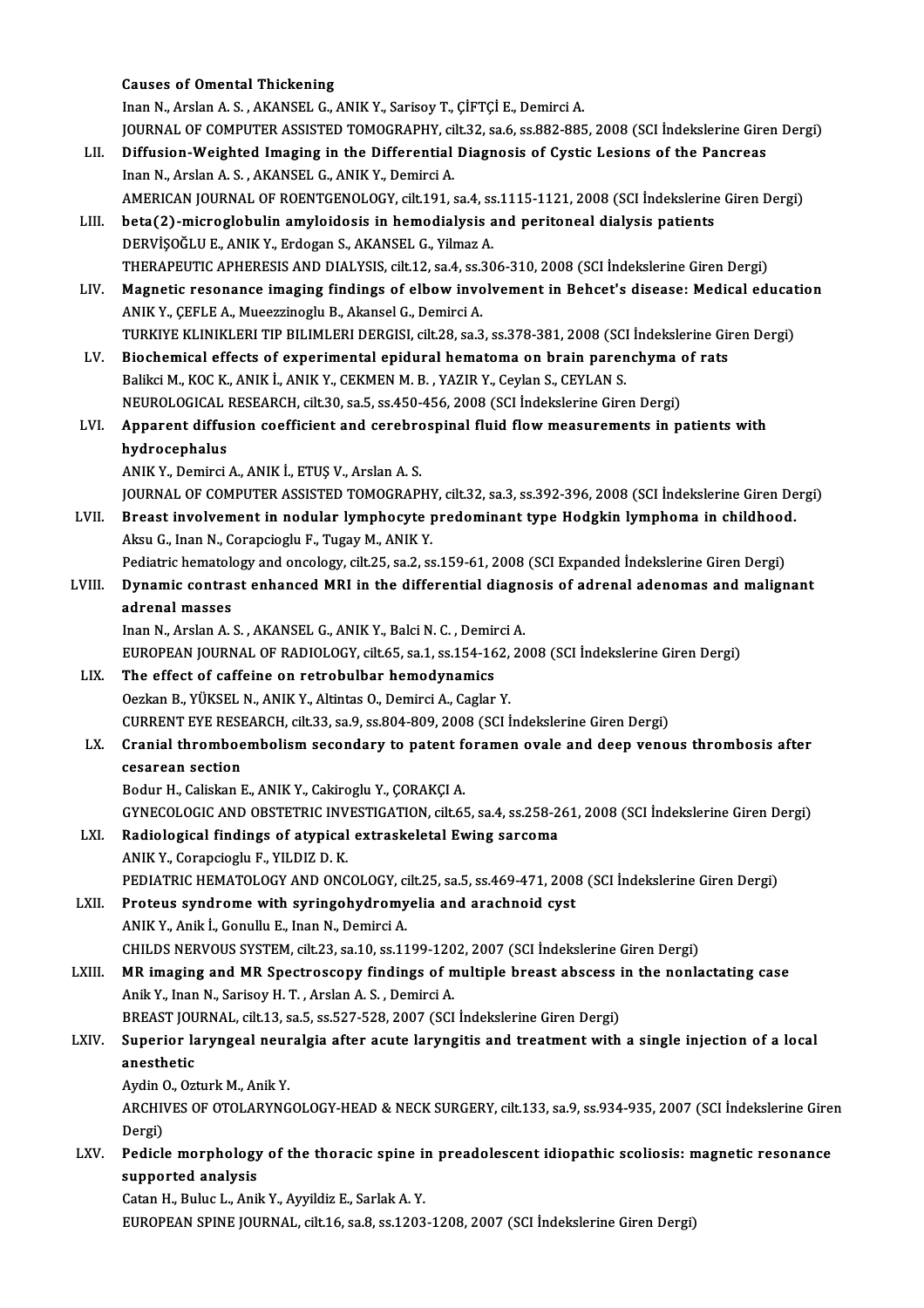Causes of Omental Thickening
Inan N., Arslan A. S. , AKANSEL G., ANIK Y., Sarisoy T., ÇİFTÇİ E., Demirci A.
JOURNAL OF COMPUTER ASSISTED TOMOGRAPHY, cilt.32, sa.6, ss.882-885, 2008 (SCI İndekslerine Giren Dergi)

LII. **Diffusion-Weighted Imaging in the Differential Diagnosis of Cystic Lesions of the Pancreas**
Inan N., Arslan A. S. , AKANSEL G., ANIK Y., Demirci A.
AMERICAN JOURNAL OF ROENTGENOLOGY, cilt.191, sa.4, ss.1115-1121, 2008 (SCI İndekslerine Giren Dergi)

LIII. **beta(2)-microglobulin amyloidosis in hemodialysis and peritoneal dialysis patients**
DERVİŞOĞLU E., ANIK Y., Erdogan S., AKANSEL G., Yilmaz A.
THERAPEUTIC APHERESIS AND DIALYSIS, cilt.12, sa.4, ss.306-310, 2008 (SCI İndekslerine Giren Dergi)

LIV. **Magnetic resonance imaging findings of elbow involvement in Behcet's disease: Medical education**
ANIK Y., ÇEFLE A., Mueezzinoglu B., Akansel G., Demirci A.
TURKIYE KLINIKLERI TIP BILIMLERI DERGISI, cilt.28, sa.3, ss.378-381, 2008 (SCI İndekslerine Giren Dergi)

LV. **Biochemical effects of experimental epidural hematoma on brain parenchyma of rats**
Balikci M., KOC K., ANIK İ., ANIK Y., CEKMEN M. B. , YAZIR Y., Ceylan S., CEYLAN S.
NEUROLOGICAL RESEARCH, cilt.30, sa.5, ss.450-456, 2008 (SCI İndekslerine Giren Dergi)

LVI. **Apparent diffusion coefficient and cerebrospinal fluid flow measurements in patients with hydrocephalus**
ANIK Y., Demirci A., ANIK İ., ETUŞ V., Arslan A. S.
JOURNAL OF COMPUTER ASSISTED TOMOGRAPHY, cilt.32, sa.3, ss.392-396, 2008 (SCI İndekslerine Giren Dergi)

LVII. **Breast involvement in nodular lymphocyte predominant type Hodgkin lymphoma in childhood.**
Aksu G., Inan N., Corapcioglu F., Tugay M., ANIK Y.
Pediatric hematology and oncology, cilt.25, sa.2, ss.159-61, 2008 (SCI Expanded İndekslerine Giren Dergi)

LVIII. **Dynamic contrast enhanced MRI in the differential diagnosis of adrenal adenomas and malignant adrenal masses**
Inan N., Arslan A. S. , AKANSEL G., ANIK Y., Balci N. C. , Demirci A.
EUROPEAN JOURNAL OF RADIOLOGY, cilt.65, sa.1, ss.154-162, 2008 (SCI İndekslerine Giren Dergi)

LIX. **The effect of caffeine on retrobulbar hemodynamics**
Oezkan B., YÜKSEL N., ANIK Y., Altintas O., Demirci A., Caglar Y.
CURRENT EYE RESEARCH, cilt.33, sa.9, ss.804-809, 2008 (SCI İndekslerine Giren Dergi)

LX. **Cranial thromboembolism secondary to patent foramen ovale and deep venous thrombosis after cesarean section**
Bodur H., Caliskan E., ANIK Y., Cakiroglu Y., ÇORAKÇI A.
GYNECOLOGIC AND OBSTETRIC INVESTIGATION, cilt.65, sa.4, ss.258-261, 2008 (SCI İndekslerine Giren Dergi)

LXI. **Radiological findings of atypical extraskeletal Ewing sarcoma**
ANIK Y., Corapcioglu F., YILDIZ D. K.
PEDIATRIC HEMATOLOGY AND ONCOLOGY, cilt.25, sa.5, ss.469-471, 2008 (SCI İndekslerine Giren Dergi)

LXII. **Proteus syndrome with syringohydromyelia and arachnoid cyst**
ANIK Y., Anik İ., Gonullu E., Inan N., Demirci A.
CHILDS NERVOUS SYSTEM, cilt.23, sa.10, ss.1199-1202, 2007 (SCI İndekslerine Giren Dergi)

LXIII. **MR imaging and MR Spectroscopy findings of multiple breast abscess in the nonlactating case**
Anik Y., Inan N., Sarisoy H. T. , Arslan A. S. , Demirci A.
BREAST JOURNAL, cilt.13, sa.5, ss.527-528, 2007 (SCI İndekslerine Giren Dergi)

LXIV. **Superior laryngeal neuralgia after acute laryngitis and treatment with a single injection of a local anesthetic**
Aydin O., Ozturk M., Anik Y.
ARCHIVES OF OTOLARYNGOLOGY-HEAD & NECK SURGERY, cilt.133, sa.9, ss.934-935, 2007 (SCI İndekslerine Giren Dergi)

LXV. **Pedicle morphology of the thoracic spine in preadolescent idiopathic scoliosis: magnetic resonance supported analysis**
Catan H., Buluc L., Anik Y., Ayyildiz E., Sarlak A. Y.
EUROPEAN SPINE JOURNAL, cilt.16, sa.8, ss.1203-1208, 2007 (SCI İndekslerine Giren Dergi)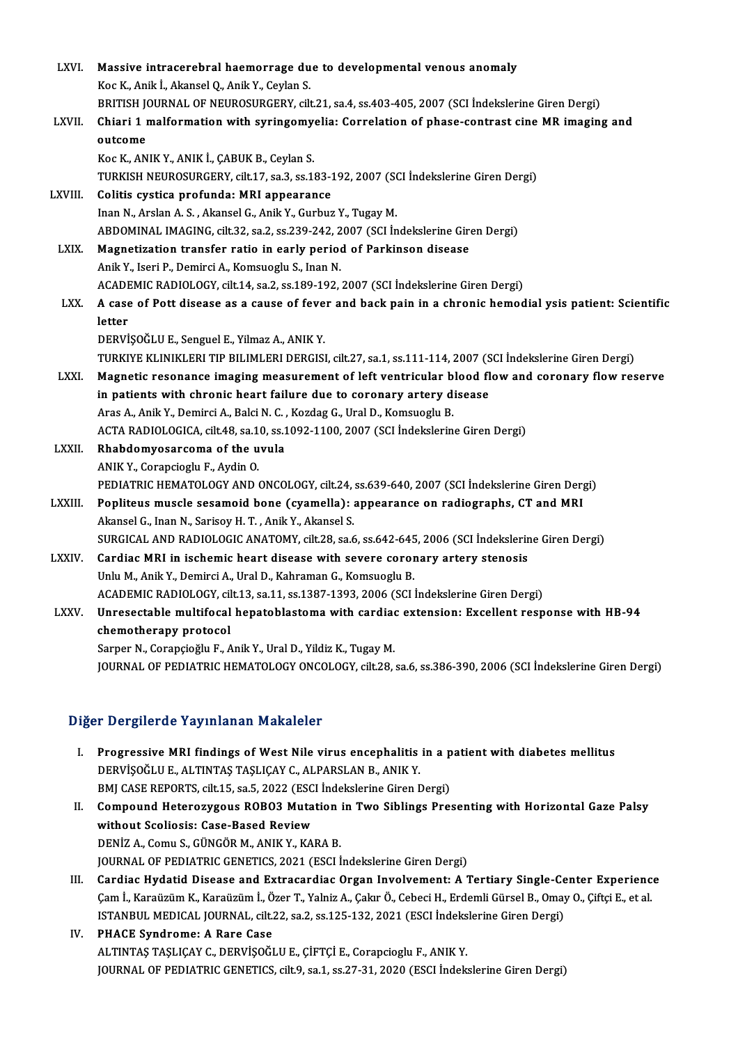LXVI. **Massive intracerebral haemorrage due to developmental venous anomaly**
Koc K., Anik İ., Akansel Q., Anik Y., Ceylan S.
BRITISH JOURNAL OF NEUROSURGERY, cilt.21, sa.4, ss.403-405, 2007 (SCI İndekslerine Giren Dergi)

LXVII. **Chiari 1 malformation with syringomyelia: Correlation of phase-contrast cine MR imaging and outcome**
Koc K., ANIK Y., ANIK İ., ÇABUK B., Ceylan S.
TURKISH NEUROSURGERY, cilt.17, sa.3, ss.183-192, 2007 (SCI İndekslerine Giren Dergi)

LXVIII. **Colitis cystica profunda: MRI appearance**
Inan N., Arslan A. S. , Akansel G., Anik Y., Gurbuz Y., Tugay M.
ABDOMINAL IMAGING, cilt.32, sa.2, ss.239-242, 2007 (SCI İndekslerine Giren Dergi)

LXIX. **Magnetization transfer ratio in early period of Parkinson disease**
Anik Y., Iseri P., Demirci A., Komsuoglu S., Inan N.
ACADEMIC RADIOLOGY, cilt.14, sa.2, ss.189-192, 2007 (SCI İndekslerine Giren Dergi)

LXX. **A case of Pott disease as a cause of fever and back pain in a chronic hemodial ysis patient: Scientific letter**
DERVİŞOĞLU E., Senguel E., Yilmaz A., ANIK Y.
TURKIYE KLINIKLERI TIP BILIMLERI DERGISI, cilt.27, sa.1, ss.111-114, 2007 (SCI İndekslerine Giren Dergi)

LXXI. **Magnetic resonance imaging measurement of left ventricular blood flow and coronary flow reserve in patients with chronic heart failure due to coronary artery disease**
Aras A., Anik Y., Demirci A., Balci N. C. , Kozdag G., Ural D., Komsuoglu B.
ACTA RADIOLOGICA, cilt.48, sa.10, ss.1092-1100, 2007 (SCI İndekslerine Giren Dergi)

LXXII. **Rhabdomyosarcoma of the uvula**
ANIK Y., Corapcioglu F., Aydin O.
PEDIATRIC HEMATOLOGY AND ONCOLOGY, cilt.24, ss.639-640, 2007 (SCI İndekslerine Giren Dergi)

LXXIII. **Popliteus muscle sesamoid bone (cyamella): appearance on radiographs, CT and MRI**
Akansel G., Inan N., Sarisoy H. T. , Anik Y., Akansel S.
SURGICAL AND RADIOLOGIC ANATOMY, cilt.28, sa.6, ss.642-645, 2006 (SCI İndekslerine Giren Dergi)

LXXIV. **Cardiac MRI in ischemic heart disease with severe coronary artery stenosis**
Unlu M., Anik Y., Demirci A., Ural D., Kahraman G., Komsuoglu B.
ACADEMIC RADIOLOGY, cilt.13, sa.11, ss.1387-1393, 2006 (SCI İndekslerine Giren Dergi)

LXXV. **Unresectable multifocal hepatoblastoma with cardiac extension: Excellent response with HB-94 chemotherapy protocol**
Sarper N., Corapçioğlu F., Anik Y., Ural D., Yildiz K., Tugay M.
JOURNAL OF PEDIATRIC HEMATOLOGY ONCOLOGY, cilt.28, sa.6, ss.386-390, 2006 (SCI İndekslerine Giren Dergi)

## Diğer Dergilerde Yayınlanan Makaleler

I. **Progressive MRI findings of West Nile virus encephalitis in a patient with diabetes mellitus**
DERVİŞOĞLU E., ALTINTAŞ TAŞLIÇAY C., ALPARSLAN B., ANIK Y.
BMJ CASE REPORTS, cilt.15, sa.5, 2022 (ESCI İndekslerine Giren Dergi)

II. **Compound Heterozygous ROBO3 Mutation in Two Siblings Presenting with Horizontal Gaze Palsy without Scoliosis: Case-Based Review**
DENİZ A., Comu S., GÜNGÖR M., ANIK Y., KARA B.
JOURNAL OF PEDIATRIC GENETICS, 2021 (ESCI İndekslerine Giren Dergi)

III. **Cardiac Hydatid Disease and Extracardiac Organ Involvement: A Tertiary Single-Center Experience**
Çam İ., Karaüzüm K., Karaüzüm İ., Özer T., Yalniz A., Çakır Ö., Cebeci H., Erdemli Gürsel B., Omay O., Çiftçi E., et al.
ISTANBUL MEDICAL JOURNAL, cilt.22, sa.2, ss.125-132, 2021 (ESCI İndekslerine Giren Dergi)

IV. **PHACE Syndrome: A Rare Case**
ALTINTAŞ TAŞLIÇAY C., DERVİŞOĞLU E., ÇİFTÇİ E., Corapcioglu F., ANIK Y.
JOURNAL OF PEDIATRIC GENETICS, cilt.9, sa.1, ss.27-31, 2020 (ESCI İndekslerine Giren Dergi)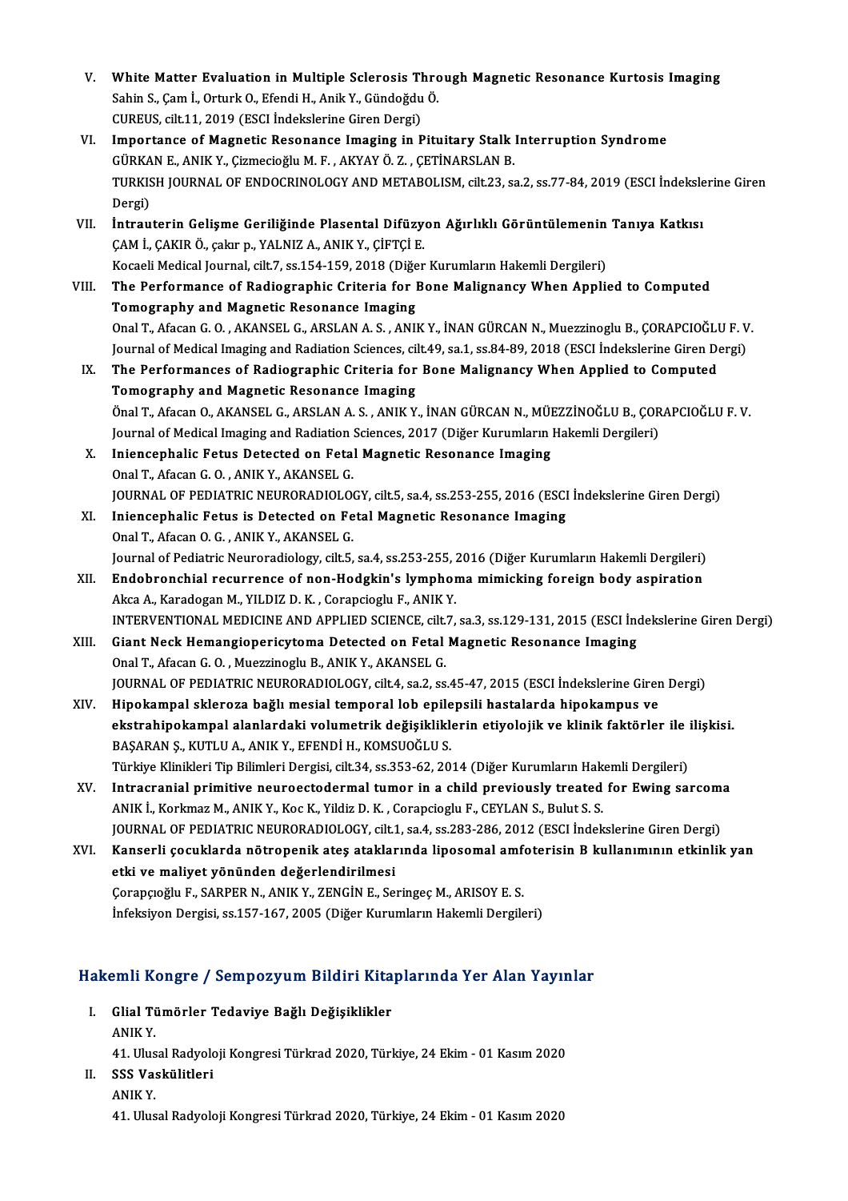V. **White Matter Evaluation in Multiple Sclerosis Through Magnetic Resonance Kurtosis Imaging**
Sahin S., Çam İ., Orturk O., Efendi H., Anik Y., Gündoğdu Ö.
CUREUS, cilt.11, 2019 (ESCI İndekslerine Giren Dergi)

VI. **Importance of Magnetic Resonance Imaging in Pituitary Stalk Interruption Syndrome**
GÜRKAN E., ANIK Y., Çizmecioğlu M. F. , AKYAY Ö. Z. , ÇETİNARSLAN B.
TURKISH JOURNAL OF ENDOCRINOLOGY AND METABOLISM, cilt.23, sa.2, ss.77-84, 2019 (ESCI İndekslerine Giren Dergi)

VII. **İntrauterin Gelişme Geriliğinde Plasental Difüzyon Ağırlıklı Görüntülemenin Tanıya Katkısı**
ÇAM İ., ÇAKIR Ö., çakır p., YALNIZ A., ANIK Y., ÇİFTÇİ E.
Kocaeli Medical Journal, cilt.7, ss.154-159, 2018 (Diğer Kurumların Hakemli Dergileri)

VIII. **The Performance of Radiographic Criteria for Bone Malignancy When Applied to Computed Tomography and Magnetic Resonance Imaging**
Onal T., Afacan G. O. , AKANSEL G., ARSLAN A. S. , ANIK Y., İNAN GÜRCAN N., Muezzinoglu B., ÇORAPCIOĞLU F. V.
Journal of Medical Imaging and Radiation Sciences, cilt.49, sa.1, ss.84-89, 2018 (ESCI İndekslerine Giren Dergi)

IX. **The Performances of Radiographic Criteria for Bone Malignancy When Applied to Computed Tomography and Magnetic Resonance Imaging**
Önal T., Afacan O., AKANSEL G., ARSLAN A. S. , ANIK Y., İNAN GÜRCAN N., MÜEZZİNOĞLU B., ÇORAPCIOĞLU F. V.
Journal of Medical Imaging and Radiation Sciences, 2017 (Diğer Kurumların Hakemli Dergileri)

X. **Iniencephalic Fetus Detected on Fetal Magnetic Resonance Imaging**
Onal T., Afacan G. O. , ANIK Y., AKANSEL G.
JOURNAL OF PEDIATRIC NEURORADIOLOGY, cilt.5, sa.4, ss.253-255, 2016 (ESCI İndekslerine Giren Dergi)

XI. **Iniencephalic Fetus is Detected on Fetal Magnetic Resonance Imaging**
Onal T., Afacan O. G. , ANIK Y., AKANSEL G.
Journal of Pediatric Neuroradiology, cilt.5, sa.4, ss.253-255, 2016 (Diğer Kurumların Hakemli Dergileri)

XII. **Endobronchial recurrence of non-Hodgkin's lymphoma mimicking foreign body aspiration**
Akca A., Karadogan M., YILDIZ D. K. , Corapcioglu F., ANIK Y.
INTERVENTIONAL MEDICINE AND APPLIED SCIENCE, cilt.7, sa.3, ss.129-131, 2015 (ESCI İndekslerine Giren Dergi)

XIII. **Giant Neck Hemangiopericytoma Detected on Fetal Magnetic Resonance Imaging**
Onal T., Afacan G. O. , Muezzinoglu B., ANIK Y., AKANSEL G.
JOURNAL OF PEDIATRIC NEURORADIOLOGY, cilt.4, sa.2, ss.45-47, 2015 (ESCI İndekslerine Giren Dergi)

XIV. **Hipokampal skleroza bağlı mesial temporal lob epilepsili hastalarda hipokampus ve ekstrahipokampal alanlardaki volumetrik değişikliklerin etiyolojik ve klinik faktörler ile ilişkisi.**
BAŞARAN Ş., KUTLU A., ANIK Y., EFENDİ H., KOMSUOĞLU S.
Türkiye Klinikleri Tip Bilimleri Dergisi, cilt.34, ss.353-62, 2014 (Diğer Kurumların Hakemli Dergileri)

XV. **Intracranial primitive neuroectodermal tumor in a child previously treated for Ewing sarcoma**
ANIK İ., Korkmaz M., ANIK Y., Koc K., Yildiz D. K. , Corapcioglu F., CEYLAN S., Bulut S. S.
JOURNAL OF PEDIATRIC NEURORADIOLOGY, cilt.1, sa.4, ss.283-286, 2012 (ESCI İndekslerine Giren Dergi)

XVI. **Kanserli çocuklarda nötropenik ateş ataklarında liposomal amfoterisin B kullanımının etkinlik yan etki ve maliyet yönünden değerlendirilmesi**
Çorapçıoğlu F., SARPER N., ANIK Y., ZENGİN E., Seringeç M., ARISOY E. S.
İnfeksiyon Dergisi, ss.157-167, 2005 (Diğer Kurumların Hakemli Dergileri)

## Hakemli Kongre / Sempozyum Bildiri Kitaplarında Yer Alan Yayınlar

I. **Glial Tümörler Tedaviye Bağlı Değişiklikler**
ANIK Y.
41. Ulusal Radyoloji Kongresi Türkrad 2020, Türkiye, 24 Ekim - 01 Kasım 2020

II. **SSS Vaskülitleri**
ANIK Y.
41. Ulusal Radyoloji Kongresi Türkrad 2020, Türkiye, 24 Ekim - 01 Kasım 2020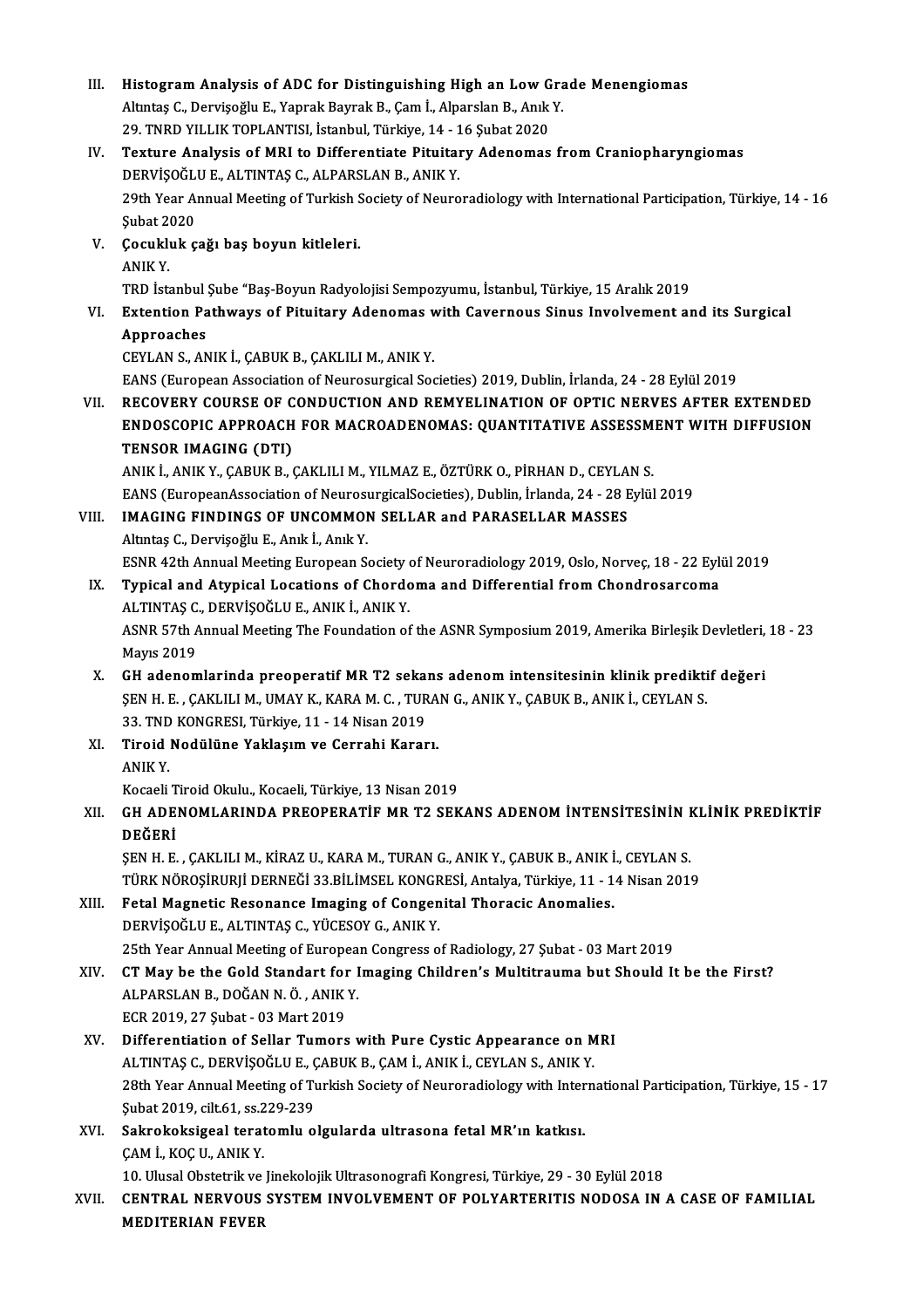III. **Histogram Analysis of ADC for Distinguishing High an Low Grade Menengiomas**
Altıntaş C., Dervişoğlu E., Yaprak Bayrak B., Çam İ., Alparslan B., Anık Y.
29. TNRD YILLIK TOPLANTISI, İstanbul, Türkiye, 14 - 16 Şubat 2020

IV. **Texture Analysis of MRI to Differentiate Pituitary Adenomas from Craniopharyngiomas**
DERVİŞOĞLU E., ALTINTAŞ C., ALPARSLAN B., ANIK Y.
29th Year Annual Meeting of Turkish Society of Neuroradiology with International Participation, Türkiye, 14 - 16 Şubat 2020

V. **Çocukluk çağı baş boyun kitleleri.**
ANIK Y.
TRD İstanbul Şube "Baş-Boyun Radyolojisi Sempozyumu, İstanbul, Türkiye, 15 Aralık 2019

VI. **Extention Pathways of Pituitary Adenomas with Cavernous Sinus Involvement and its Surgical Approaches**
CEYLAN S., ANIK İ., ÇABUK B., ÇAKLILI M., ANIK Y.
EANS (European Association of Neurosurgical Societies) 2019, Dublin, İrlanda, 24 - 28 Eylül 2019

VII. **RECOVERY COURSE OF CONDUCTION AND REMYELINATION OF OPTIC NERVES AFTER EXTENDED ENDOSCOPIC APPROACH FOR MACROADENOMAS: QUANTITATIVE ASSESSMENT WITH DIFFUSION TENSOR IMAGING (DTI)**
ANIK İ., ANIK Y., ÇABUK B., ÇAKLILI M., YILMAZ E., ÖZTÜRK O., PİRHAN D., CEYLAN S.
EANS (EuropeanAssociation of NeurosurgicalSocieties), Dublin, İrlanda, 24 - 28 Eylül 2019

VIII. **IMAGING FINDINGS OF UNCOMMON SELLAR and PARASELLAR MASSES**
Altıntaş C., Dervişoğlu E., Anık İ., Anık Y.
ESNR 42th Annual Meeting European Society of Neuroradiology 2019, Oslo, Norveç, 18 - 22 Eylül 2019

IX. **Typical and Atypical Locations of Chordoma and Differential from Chondrosarcoma**
ALTINTAŞ C., DERVİŞOĞLU E., ANIK İ., ANIK Y.
ASNR 57th Annual Meeting The Foundation of the ASNR Symposium 2019, Amerika Birleşik Devletleri, 18 - 23 Mayıs 2019

X. **GH adenomlarinda preoperatif MR T2 sekans adenom intensitesinin klinik prediktif değeri**
ŞEN H. E. , ÇAKLILI M., UMAY K., KARA M. C. , TURAN G., ANIK Y., ÇABUK B., ANIK İ., CEYLAN S.
33. TND KONGRESI, Türkiye, 11 - 14 Nisan 2019

XI. **Tiroid Nodülüne Yaklaşım ve Cerrahi Kararı.**
ANIK Y.
Kocaeli Tiroid Okulu., Kocaeli, Türkiye, 13 Nisan 2019

XII. **GH ADENOMLARINDA PREOPERATİF MR T2 SEKANS ADENOM İNTENSİTESİNİN KLİNİK PREDİKTİF DEĞERİ**
ŞEN H. E. , ÇAKLILI M., KİRAZ U., KARA M., TURAN G., ANIK Y., ÇABUK B., ANIK İ., CEYLAN S.
TÜRK NÖROŞİRURJİ DERNEĞİ 33.BİLİMSEL KONGRESİ, Antalya, Türkiye, 11 - 14 Nisan 2019

XIII. **Fetal Magnetic Resonance Imaging of Congenital Thoracic Anomalies.**
DERVİŞOĞLU E., ALTINTAŞ C., YÜCESOY G., ANIK Y.
25th Year Annual Meeting of European Congress of Radiology, 27 Şubat - 03 Mart 2019

XIV. **CT May be the Gold Standart for Imaging Children's Multitrauma but Should It be the First?**
ALPARSLAN B., DOĞAN N. Ö. , ANIK Y.
ECR 2019, 27 Şubat - 03 Mart 2019

XV. **Differentiation of Sellar Tumors with Pure Cystic Appearance on MRI**
ALTINTAŞ C., DERVİŞOĞLU E., ÇABUK B., ÇAM İ., ANIK İ., CEYLAN S., ANIK Y.
28th Year Annual Meeting of Turkish Society of Neuroradiology with International Participation, Türkiye, 15 - 17 Şubat 2019, cilt.61, ss.229-239

XVI. **Sakrokoksigeal teratomlu olgularda ultrasona fetal MR'ın katkısı.**
ÇAM İ., KOÇ U., ANIK Y.
10. Ulusal Obstetrik ve Jinekolojik Ultrasonografi Kongresi, Türkiye, 29 - 30 Eylül 2018

XVII. **CENTRAL NERVOUS SYSTEM INVOLVEMENT OF POLYARTERITIS NODOSA IN A CASE OF FAMILIAL MEDITERIAN FEVER**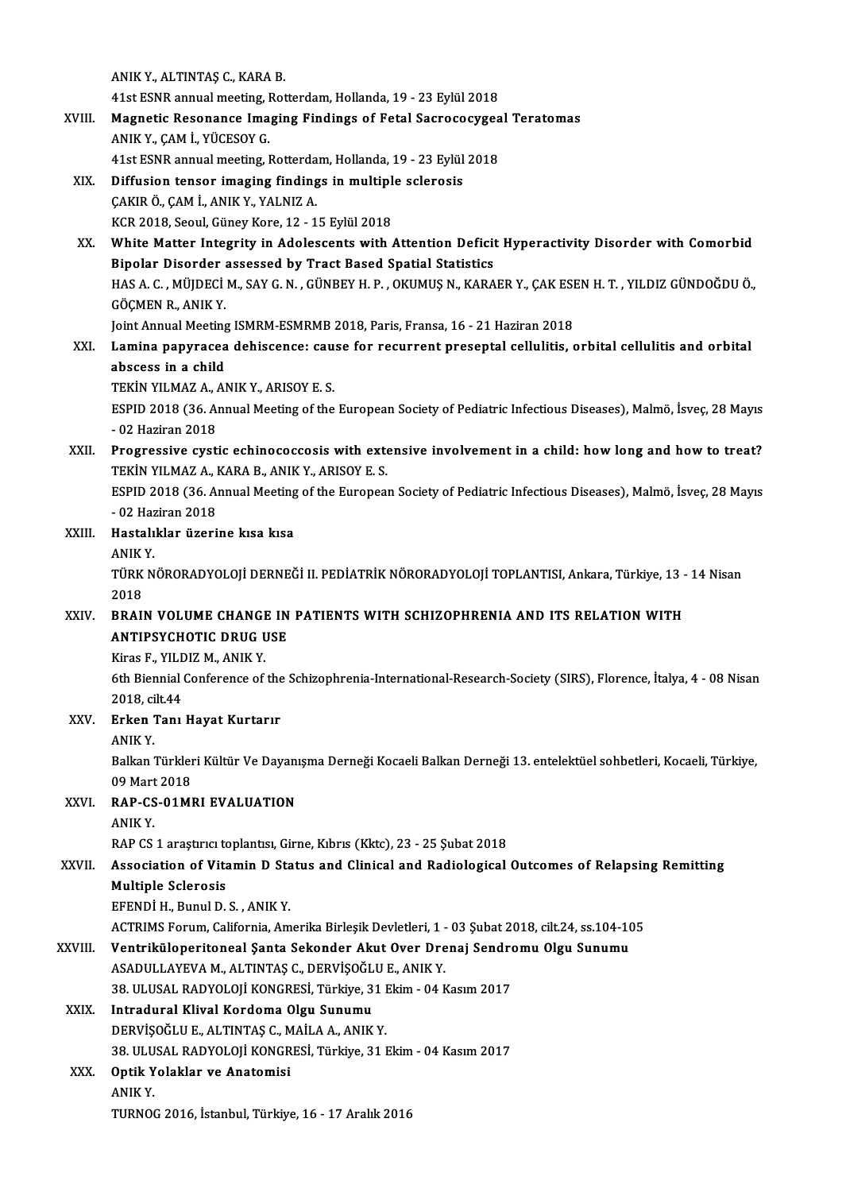ANIK Y., ALTINTAŞ C., KARA B.
41st ESNR annual meeting, Rotterdam, Hollanda, 19 - 23 Eylül 2018

XVIII. **Magnetic Resonance Imaging Findings of Fetal Sacrococygeal Teratomas**
ANIK Y., ÇAM İ., YÜCESOY G.
41st ESNR annual meeting, Rotterdam, Hollanda, 19 - 23 Eylül 2018

XIX. **Diffusion tensor imaging findings in multiple sclerosis**
ÇAKIR Ö., ÇAM İ., ANIK Y., YALNIZ A.
KCR 2018, Seoul, Güney Kore, 12 - 15 Eylül 2018

XX. **White Matter Integrity in Adolescents with Attention Deficit Hyperactivity Disorder with Comorbid Bipolar Disorder assessed by Tract Based Spatial Statistics**
HAS A. C. , MÜJDECİ M., SAY G. N. , GÜNBEY H. P. , OKUMUŞ N., KARAER Y., ÇAK ESEN H. T. , YILDIZ GÜNDOĞDU Ö., GÖÇMEN R., ANIK Y.
Joint Annual Meeting ISMRM-ESMRMB 2018, Paris, Fransa, 16 - 21 Haziran 2018

XXI. **Lamina papyracea dehiscence: cause for recurrent preseptal cellulitis, orbital cellulitis and orbital abscess in a child**
TEKİN YILMAZ A., ANIK Y., ARISOY E. S.
ESPID 2018 (36. Annual Meeting of the European Society of Pediatric Infectious Diseases), Malmö, İsveç, 28 Mayıs - 02 Haziran 2018

XXII. **Progressive cystic echinococcosis with extensive involvement in a child: how long and how to treat?**
TEKİN YILMAZ A., KARA B., ANIK Y., ARISOY E. S.
ESPID 2018 (36. Annual Meeting of the European Society of Pediatric Infectious Diseases), Malmö, İsveç, 28 Mayıs - 02 Haziran 2018

XXIII. **Hastalıklar üzerine kısa kısa**
ANIK Y.
TÜRK NÖRORADYOLOJİ DERNEĞİ II. PEDİATRİK NÖRORADYOLOJİ TOPLANTISI, Ankara, Türkiye, 13 - 14 Nisan 2018

XXIV. **BRAIN VOLUME CHANGE IN PATIENTS WITH SCHIZOPHRENIA AND ITS RELATION WITH ANTIPSYCHOTIC DRUG USE**
Kiras F., YILDIZ M., ANIK Y.
6th Biennial Conference of the Schizophrenia-International-Research-Society (SIRS), Florence, İtalya, 4 - 08 Nisan 2018, cilt.44

XXV. **Erken Tanı Hayat Kurtarır**
ANIK Y.
Balkan Türkleri Kültür Ve Dayanışma Derneği Kocaeli Balkan Derneği 13. entelektüel sohbetleri, Kocaeli, Türkiye, 09 Mart 2018

XXVI. **RAP-CS-01MRI EVALUATION**
ANIK Y.
RAP CS 1 araştırıcı toplantısı, Girne, Kıbrıs (Kktc), 23 - 25 Şubat 2018

XXVII. **Association of Vitamin D Status and Clinical and Radiological Outcomes of Relapsing Remitting Multiple Sclerosis**
EFENDİ H., Bunul D. S. , ANIK Y.
ACTRIMS Forum, California, Amerika Birleşik Devletleri, 1 - 03 Şubat 2018, cilt.24, ss.104-105

XXVIII. **Ventriküloperitoneal Şanta Sekonder Akut Over Drenaj Sendromu Olgu Sunumu**
ASADULLAYEVA M., ALTINTAŞ C., DERVİŞOĞLU E., ANIK Y.
38. ULUSAL RADYOLOJİ KONGRESİ, Türkiye, 31 Ekim - 04 Kasım 2017

XXIX. **Intradural Klival Kordoma Olgu Sunumu**
DERVİŞOĞLU E., ALTINTAŞ C., MAİLA A., ANIK Y.
38. ULUSAL RADYOLOJİ KONGRESİ, Türkiye, 31 Ekim - 04 Kasım 2017

XXX. **Optik Yolaklar ve Anatomisi**
ANIK Y.
TURNOG 2016, İstanbul, Türkiye, 16 - 17 Aralık 2016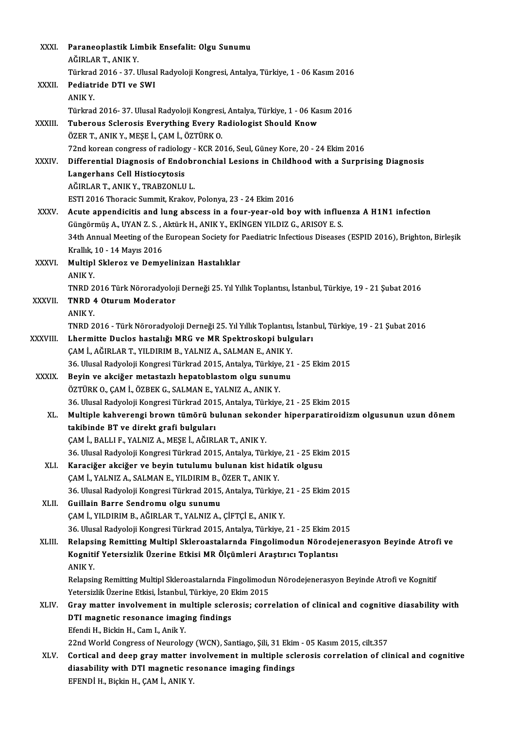XXXI. **Paraneoplastik Limbik Ensefalit: Olgu Sunumu**
AĞIRLAR T., ANIK Y.
Türkrad 2016 - 37. Ulusal Radyoloji Kongresi, Antalya, Türkiye, 1 - 06 Kasım 2016

XXXII. **Pediatride DTI ve SWI**
ANIK Y.
Türkrad 2016- 37. Ulusal Radyoloji Kongresi, Antalya, Türkiye, 1 - 06 Kasım 2016

XXXIII. **Tuberous Sclerosis Everything Every Radiologist Should Know**
ÖZER T., ANIK Y., MEŞE İ., ÇAM İ., ÖZTÜRK O.
72nd korean congress of radiology - KCR 2016, Seul, Güney Kore, 20 - 24 Ekim 2016

XXXIV. **Differential Diagnosis of Endobronchial Lesions in Childhood with a Surprising Diagnosis Langerhans Cell Histiocytosis**
AĞIRLAR T., ANIK Y., TRABZONLU L.
ESTI 2016 Thoracic Summit, Krakov, Polonya, 23 - 24 Ekim 2016

XXXV. **Acute appendicitis and lung abscess in a four-year-old boy with influenza A H1N1 infection**
Güngörmüş A., UYAN Z. S. , Aktürk H., ANIK Y., EKİNGEN YILDIZ G., ARISOY E. S.
34th Annual Meeting of the European Society for Paediatric Infectious Diseases (ESPID 2016), Brighton, Birleşik Krallık, 10 - 14 Mayıs 2016

XXXVI. **Multipl Skleroz ve Demyelinizan Hastalıklar**
ANIK Y.
TNRD 2016 Türk Nöroradyoloji Derneği 25. Yıl Yıllık Toplantısı, İstanbul, Türkiye, 19 - 21 Şubat 2016

XXXVII. **TNRD 4 Oturum Moderator**
ANIK Y.
TNRD 2016 - Türk Nöroradyoloji Derneği 25. Yıl Yıllık Toplantısı, İstanbul, Türkiye, 19 - 21 Şubat 2016

XXXVIII. **Lhermitte Duclos hastalığı MRG ve MR Spektroskopi bulguları**
ÇAM İ., AĞIRLAR T., YILDIRIM B., YALNIZ A., SALMAN E., ANIK Y.
36. Ulusal Radyoloji Kongresi Türkrad 2015, Antalya, Türkiye, 21 - 25 Ekim 2015

XXXIX. **Beyin ve akciğer metastazlı hepatoblastom olgu sunumu**
ÖZTÜRK O., ÇAM İ., ÖZBEK G., SALMAN E., YALNIZ A., ANIK Y.
36. Ulusal Radyoloji Kongresi Türkrad 2015, Antalya, Türkiye, 21 - 25 Ekim 2015

XL. **Multiple kahverengi brown tümörü bulunan sekonder hiperparatiroidizm olgusunun uzun dönem takibinde BT ve direkt grafi bulguları**
ÇAM İ., BALLI F., YALNIZ A., MEŞE İ., AĞIRLAR T., ANIK Y.
36. Ulusal Radyoloji Kongresi Türkrad 2015, Antalya, Türkiye, 21 - 25 Ekim 2015

XLI. **Karaciğer akciğer ve beyin tutulumu bulunan kist hidatik olgusu**
ÇAM İ., YALNIZ A., SALMAN E., YILDIRIM B., ÖZER T., ANIK Y.
36. Ulusal Radyoloji Kongresi Türkrad 2015, Antalya, Türkiye, 21 - 25 Ekim 2015

XLII. **Guillain Barre Sendromu olgu sunumu**
ÇAM İ., YILDIRIM B., AĞIRLAR T., YALNIZ A., ÇİFTÇİ E., ANIK Y.
36. Ulusal Radyoloji Kongresi Türkrad 2015, Antalya, Türkiye, 21 - 25 Ekim 2015

XLIII. **Relapsing Remitting Multipl Skleroastalarnda Fingolimodun Nörodejenerasyon Beyinde Atrofi ve Kognitif Yetersizlik Üzerine Etkisi MR Ölçümleri Araştırıcı Toplantısı**
ANIK Y.
Relapsing Remitting Multipl Skleroastalarnda Fingolimodun Nörodejenerasyon Beyinde Atrofi ve Kognitif Yetersizlik Üzerine Etkisi, İstanbul, Türkiye, 20 Ekim 2015

XLIV. **Gray matter involvement in multiple sclerosis; correlation of clinical and cognitive diasability with DTI magnetic resonance imaging findings**
Efendi H., Bickin H., Cam I., Anik Y.
22nd World Congress of Neurology (WCN), Santiago, Şili, 31 Ekim - 05 Kasım 2015, cilt.357

XLV. **Cortical and deep gray matter involvement in multiple sclerosis correlation of clinical and cognitive diasability with DTI magnetic resonance imaging findings**
EFENDİ H., Biçkin H., ÇAM İ., ANIK Y.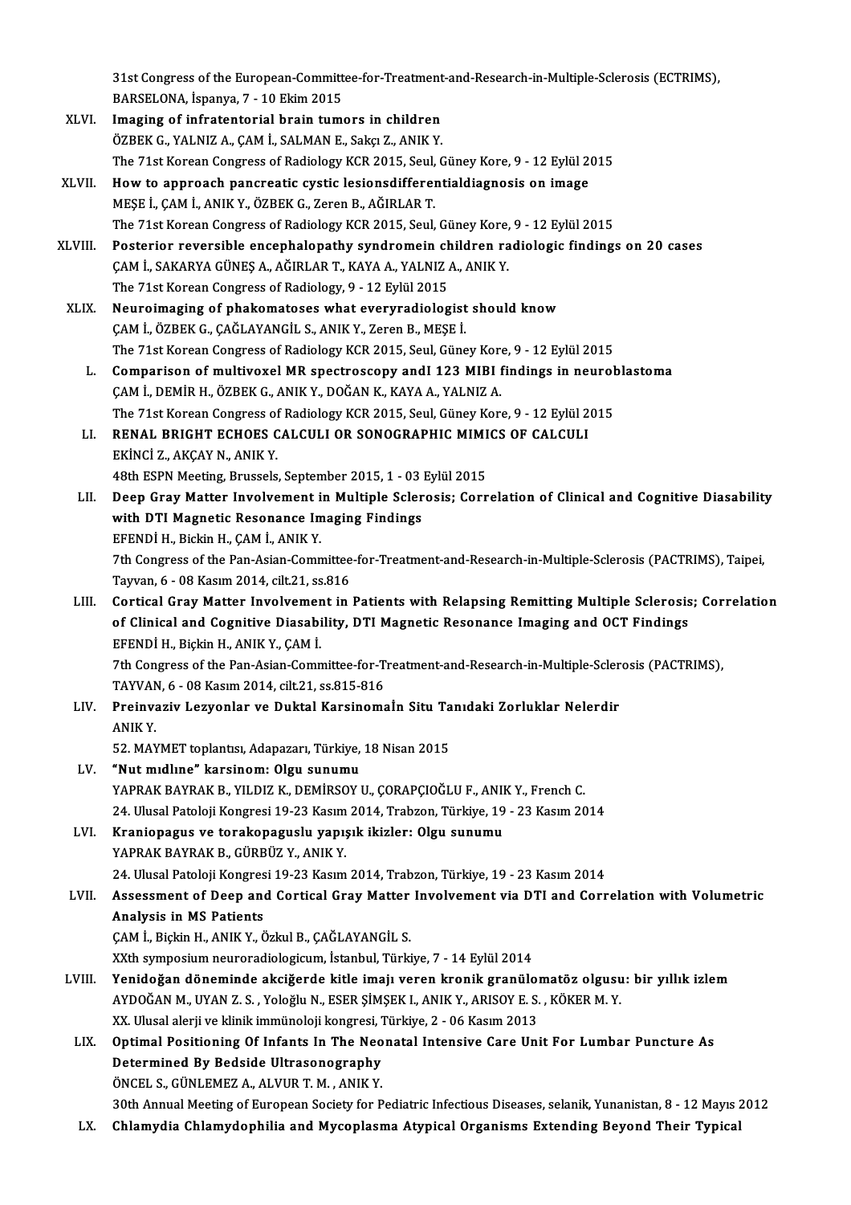31st Congress of the European-Committee-for-Treatment-and-Research-in-Multiple-Sclerosis (ECTRIMS), BARSELONA, İspanya, 7 - 10 Ekim 2015

XLVI. **Imaging of infratentorial brain tumors in children**
ÖZBEK G., YALNIZ A., ÇAM İ., SALMAN E., Sakçı Z., ANIK Y.
The 71st Korean Congress of Radiology KCR 2015, Seul, Güney Kore, 9 - 12 Eylül 2015

XLVII. **How to approach pancreatic cystic lesionsdifferentialdiagnosis on image**
MEŞE İ., ÇAM İ., ANIK Y., ÖZBEK G., Zeren B., AĞIRLAR T.
The 71st Korean Congress of Radiology KCR 2015, Seul, Güney Kore, 9 - 12 Eylül 2015

XLVIII. **Posterior reversible encephalopathy syndromein children radiologic findings on 20 cases**
ÇAM İ., SAKARYA GÜNEŞ A., AĞIRLAR T., KAYA A., YALNIZ A., ANIK Y.
The 71st Korean Congress of Radiology, 9 - 12 Eylül 2015

XLIX. **Neuroimaging of phakomatoses what everyradiologist should know**
ÇAM İ., ÖZBEK G., ÇAĞLAYANGİL S., ANIK Y., Zeren B., MEŞE İ.
The 71st Korean Congress of Radiology KCR 2015, Seul, Güney Kore, 9 - 12 Eylül 2015

L. **Comparison of multivoxel MR spectroscopy andI 123 MIBI findings in neuroblastoma**
ÇAM İ., DEMİR H., ÖZBEK G., ANIK Y., DOĞAN K., KAYA A., YALNIZ A.
The 71st Korean Congress of Radiology KCR 2015, Seul, Güney Kore, 9 - 12 Eylül 2015

LI. **RENAL BRIGHT ECHOES CALCULI OR SONOGRAPHIC MIMICS OF CALCULI**
EKİNCİ Z., AKÇAY N., ANIK Y.
48th ESPN Meeting, Brussels, September 2015, 1 - 03 Eylül 2015

LII. **Deep Gray Matter Involvement in Multiple Sclerosis; Correlation of Clinical and Cognitive Diasability with DTI Magnetic Resonance Imaging Findings**
EFENDİ H., Bickin H., ÇAM İ., ANIK Y.
7th Congress of the Pan-Asian-Committee-for-Treatment-and-Research-in-Multiple-Sclerosis (PACTRIMS), Taipei, Tayvan, 6 - 08 Kasım 2014, cilt.21, ss.816

LIII. **Cortical Gray Matter Involvement in Patients with Relapsing Remitting Multiple Sclerosis; Correlation of Clinical and Cognitive Diasability, DTI Magnetic Resonance Imaging and OCT Findings**
EFENDİ H., Biçkin H., ANIK Y., ÇAM İ.
7th Congress of the Pan-Asian-Committee-for-Treatment-and-Research-in-Multiple-Sclerosis (PACTRIMS), TAYVAN, 6 - 08 Kasım 2014, cilt.21, ss.815-816

LIV. **Preinvaziv Lezyonlar ve Duktal Karsinomaİn Situ Tanıdaki Zorluklar Nelerdir**
ANIK Y.
52. MAYMET toplantısı, Adapazarı, Türkiye, 18 Nisan 2015

LV. **"Nut mıdlıne" karsinom: Olgu sunumu**
YAPRAK BAYRAK B., YILDIZ K., DEMİRSOY U., ÇORAPÇIOĞLU F., ANIK Y., French C.
24. Ulusal Patoloji Kongresi 19-23 Kasım 2014, Trabzon, Türkiye, 19 - 23 Kasım 2014

LVI. **Kraniopagus ve torakopaguslu yapışık ikizler: Olgu sunumu**
YAPRAK BAYRAK B., GÜRBÜZ Y., ANIK Y.
24. Ulusal Patoloji Kongresi 19-23 Kasım 2014, Trabzon, Türkiye, 19 - 23 Kasım 2014

LVII. **Assessment of Deep and Cortical Gray Matter Involvement via DTI and Correlation with Volumetric Analysis in MS Patients**
ÇAM İ., Biçkin H., ANIK Y., Özkul B., ÇAĞLAYANGİL S.
XXth symposium neuroradiologicum, İstanbul, Türkiye, 7 - 14 Eylül 2014

LVIII. **Yenidoğan döneminde akciğerde kitle imajı veren kronik granülomatöz olgusu: bir yıllık izlem**
AYDOĞAN M., UYAN Z. S. , Yoloğlu N., ESER ŞİMŞEK I., ANIK Y., ARISOY E. S. , KÖKER M. Y.
XX. Ulusal alerji ve klinik immünoloji kongresi, Türkiye, 2 - 06 Kasım 2013

LIX. **Optimal Positioning Of Infants In The Neonatal Intensive Care Unit For Lumbar Puncture As Determined By Bedside Ultrasonography**
ÖNCEL S., GÜNLEMEZ A., ALVUR T. M. , ANIK Y.
30th Annual Meeting of European Society for Pediatric Infectious Diseases, selanik, Yunanistan, 8 - 12 Mayıs 2012

LX. **Chlamydia Chlamydophilia and Mycoplasma Atypical Organisms Extending Beyond Their Typical**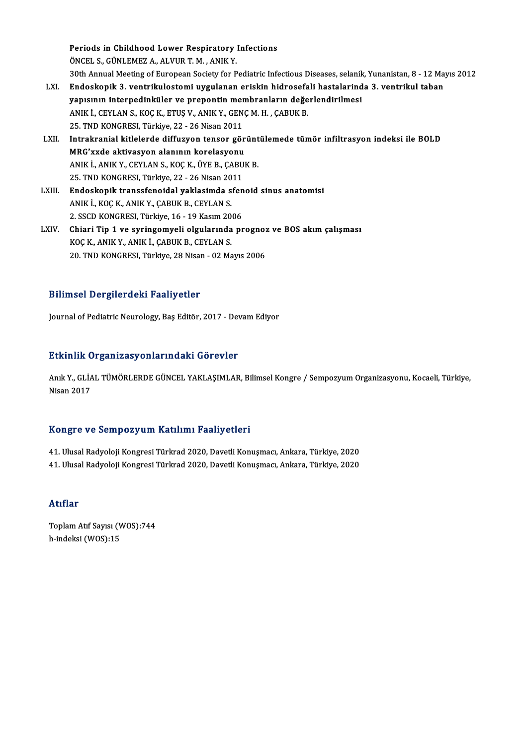**Periods in Childhood Lower Respiratory Infections**
ÖNCEL S., GÜNLEMEZ A., ALVUR T. M. , ANIK Y.
30th Annual Meeting of European Society for Pediatric Infectious Diseases, selanik, Yunanistan, 8 - 12 Mayıs 2012

LXI. **Endoskopik 3. ventrikulostomi uygulanan eriskin hidrosefali hastalarinda 3. ventrikul taban yapısının interpedinküler ve prepontin membranların değerlendirilmesi**
ANIK İ., CEYLAN S., KOÇ K., ETUŞ V., ANIK Y., GENÇ M. H. , ÇABUK B.
25. TND KONGRESI, Türkiye, 22 - 26 Nisan 2011

LXII. **Intrakranial kitlelerde diffuzyon tensor görüntülemede tümör infiltrasyon indeksi ile BOLD MRG'xxde aktivasyon alanının korelasyonu**
ANIK İ., ANIK Y., CEYLAN S., KOÇ K., ÜYE B., ÇABUK B.
25. TND KONGRESI, Türkiye, 22 - 26 Nisan 2011

LXIII. **Endoskopik transsfenoidal yaklasimda sfenoid sinus anatomisi**
ANIK İ., KOÇ K., ANIK Y., ÇABUK B., CEYLAN S.
2. SSCD KONGRESI, Türkiye, 16 - 19 Kasım 2006

LXIV. **Chiari Tip 1 ve syringomyeli olgularında prognoz ve BOS akım çalışması**
KOÇ K., ANIK Y., ANIK İ., ÇABUK B., CEYLAN S.
20. TND KONGRESI, Türkiye, 28 Nisan - 02 Mayıs 2006

## Bilimsel Dergilerdeki Faaliyetler

Journal of Pediatric Neurology, Baş Editör, 2017 - Devam Ediyor

## Etkinlik Organizasyonlarındaki Görevler

Anık Y., GLİAL TÜMÖRLERDE GÜNCEL YAKLAŞIMLAR, Bilimsel Kongre / Sempozyum Organizasyonu, Kocaeli, Türkiye, Nisan 2017

## Kongre ve Sempozyum Katılımı Faaliyetleri

41. Ulusal Radyoloji Kongresi Türkrad 2020, Davetli Konuşmacı, Ankara, Türkiye, 2020
41. Ulusal Radyoloji Kongresi Türkrad 2020, Davetli Konuşmacı, Ankara, Türkiye, 2020

## Atıflar

Toplam Atıf Sayısı (WOS):744
h-indeksi (WOS):15